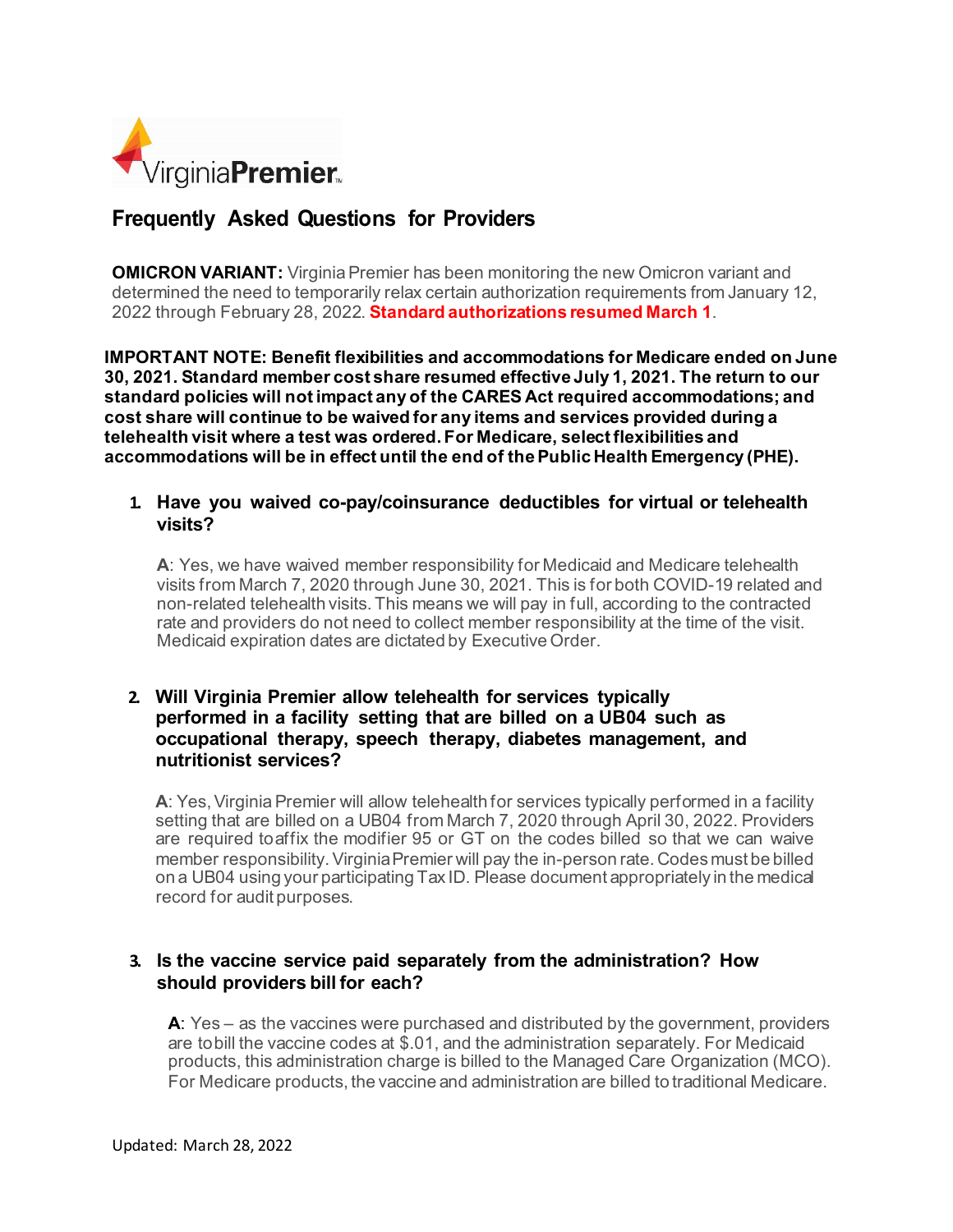VirginiaPremier

# Frequently Asked Questions for Providers

**OMICRON VARIANT:** Virginia Premier has been monitoring the new Omicron variant and determined the need to temporarily relax certain authorization requirements from January 12, 2022 through February 28, 2022. **Standard authorizations resumed March 1**.

**IMPORTANT NOTE: Benefit flexibilities and accommodations for Medicare ended on June 30, 2021. Standard member cost share resumed effective July 1, 2021. The return to our standard policies will not impact any of the CARES Act required accommodations; and cost share will continue to be waived for any items and services provided during a telehealth visit where a test was ordered. For Medicare, select flexibilities and accommodations will be in effect until the end of the Public Health Emergency (PHE).**

1. **Have you waived co-pay/coinsurance deductibles for virtual or telehealth visits?**

   **A**: Yes, we have waived member responsibility for Medicaid and Medicare telehealth visits from March 7, 2020 through June 30, 2021. This is for both COVID-19 related and non-related telehealth visits. This means we will pay in full, according to the contracted rate and providers do not need to collect member responsibility at the time of the visit. Medicaid expiration dates are dictated by Executive Order.

2. **Will Virginia Premier allow telehealth for services typically performed in a facility setting that are billed on a UB04 such as occupational therapy, speech therapy, diabetes management, and nutritionist services?**

   **A**: Yes, Virginia Premier will allow telehealth for services typically performed in a facility setting that are billed on a UB04 from March 7, 2020 through April 30, 2022. Providers are required to affix the modifier 95 or GT on the codes billed so that we can waive member responsibility. Virginia Premier will pay the in-person rate. Codes must be billed on a UB04 using your participating Tax ID. Please document appropriately in the medical record for audit purposes.

3. **Is the vaccine service paid separately from the administration? How should providers bill for each?**

   **A**: Yes – as the vaccines were purchased and distributed by the government, providers are to bill the vaccine codes at $.01, and the administration separately. For Medicaid products, this administration charge is billed to the Managed Care Organization (MCO). For Medicare products, the vaccine and administration are billed to traditional Medicare.

Updated: March 28, 2022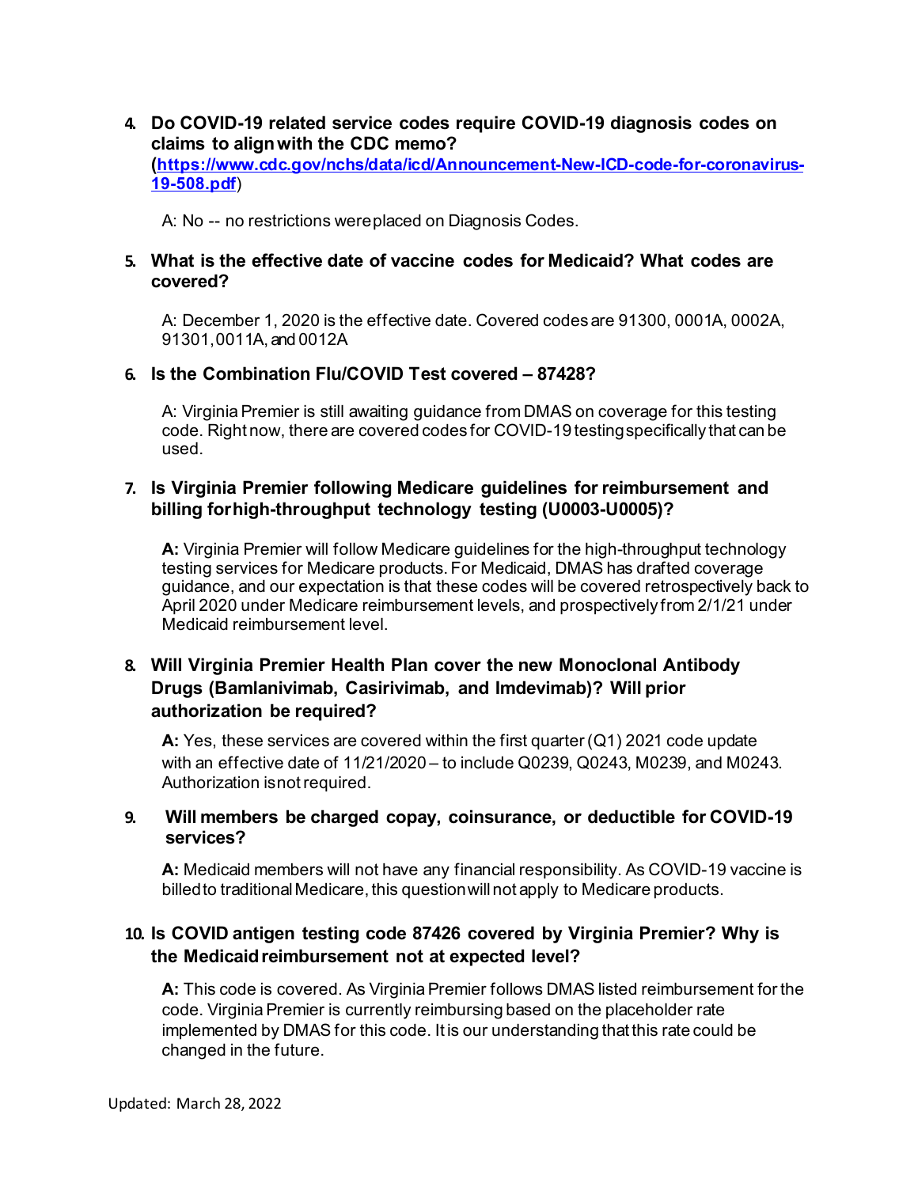4. **Do COVID-19 related service codes require COVID-19 diagnosis codes on claims to align with the CDC memo? ([https://www.cdc.gov/nchs/data/icd/Announcement-New-ICD-code-for-coronavirus-19-508.pdf](https://www.cdc.gov/nchs/data/icd/Announcement-New-ICD-code-for-coronavirus-19-508.pdf))**

   A: No -- no restrictions were placed on Diagnosis Codes.

5. **What is the effective date of vaccine codes for Medicaid? What codes are covered?**

   A: December 1, 2020 is the effective date. Covered codes are 91300, 0001A, 0002A, 91301, 0011A, and 0012A

6. **Is the Combination Flu/COVID Test covered – 87428?**

   A: Virginia Premier is still awaiting guidance from DMAS on coverage for this testing code. Right now, there are covered codes for COVID-19 testing specifically that can be used.

7. **Is Virginia Premier following Medicare guidelines for reimbursement and billing for high-throughput technology testing (U0003-U0005)?**

   **A:** Virginia Premier will follow Medicare guidelines for the high-throughput technology testing services for Medicare products. For Medicaid, DMAS has drafted coverage guidance, and our expectation is that these codes will be covered retrospectively back to April 2020 under Medicare reimbursement levels, and prospectively from 2/1/21 under Medicaid reimbursement level.

8. **Will Virginia Premier Health Plan cover the new Monoclonal Antibody Drugs (Bamlanivimab, Casirivimab, and Imdevimab)? Will prior authorization be required?**

   **A:** Yes, these services are covered within the first quarter (Q1) 2021 code update with an effective date of 11/21/2020 – to include Q0239, Q0243, M0239, and M0243. Authorization is not required.

9. **Will members be charged copay, coinsurance, or deductible for COVID-19 services?**

   **A:** Medicaid members will not have any financial responsibility. As COVID-19 vaccine is billed to traditional Medicare, this question will not apply to Medicare products.

10. **Is COVID antigen testing code 87426 covered by Virginia Premier? Why is the Medicaid reimbursement not at expected level?**

    **A:** This code is covered. As Virginia Premier follows DMAS listed reimbursement for the code. Virginia Premier is currently reimbursing based on the placeholder rate implemented by DMAS for this code. It is our understanding that this rate could be changed in the future.

Updated: March 28, 2022